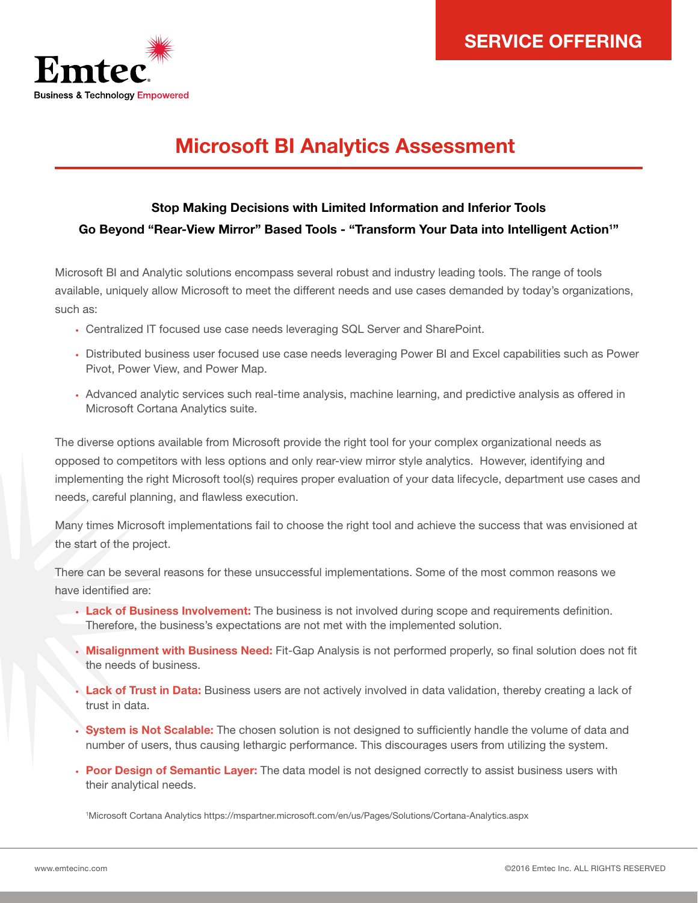Emtec
Business & Technology Empowered

SERVICE OFFERING

# Microsoft BI Analytics Assessment

**Stop Making Decisions with Limited Information and Inferior Tools**

**Go Beyond "Rear-View Mirror" Based Tools - "Transform Your Data into Intelligent Action[1]"**

Microsoft BI and Analytic solutions encompass several robust and industry leading tools. The range of tools available, uniquely allow Microsoft to meet the different needs and use cases demanded by today's organizations, such as:

- Centralized IT focused use case needs leveraging SQL Server and SharePoint.
- Distributed business user focused use case needs leveraging Power BI and Excel capabilities such as Power Pivot, Power View, and Power Map.
- Advanced analytic services such real-time analysis, machine learning, and predictive analysis as offered in Microsoft Cortana Analytics suite.

The diverse options available from Microsoft provide the right tool for your complex organizational needs as opposed to competitors with less options and only rear-view mirror style analytics. However, identifying and implementing the right Microsoft tool(s) requires proper evaluation of your data lifecycle, department use cases and needs, careful planning, and flawless execution.

Many times Microsoft implementations fail to choose the right tool and achieve the success that was envisioned at the start of the project.

There can be several reasons for these unsuccessful implementations. Some of the most common reasons we have identified are:

- **Lack of Business Involvement:** The business is not involved during scope and requirements definition. Therefore, the business's expectations are not met with the implemented solution.
- **Misalignment with Business Need:** Fit-Gap Analysis is not performed properly, so final solution does not fit the needs of business.
- **Lack of Trust in Data:** Business users are not actively involved in data validation, thereby creating a lack of trust in data.
- **System is Not Scalable:** The chosen solution is not designed to sufficiently handle the volume of data and number of users, thus causing lethargic performance. This discourages users from utilizing the system.
- **Poor Design of Semantic Layer:** The data model is not designed correctly to assist business users with their analytical needs.

[1]Microsoft Cortana Analytics https://mspartner.microsoft.com/en/us/Pages/Solutions/Cortana-Analytics.aspx

www.emtecinc.com

©2016 Emtec Inc. ALL RIGHTS RESERVED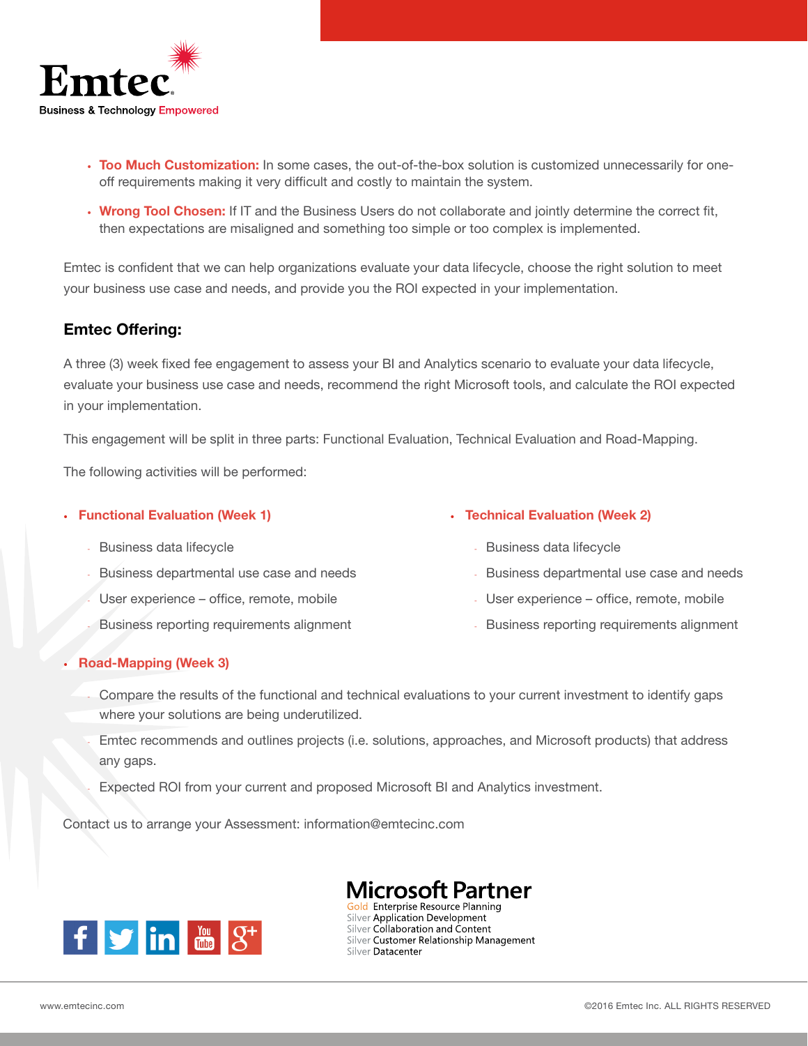- **Too Much Customization:** In some cases, the out-of-the-box solution is customized unnecessarily for one-off requirements making it very difficult and costly to maintain the system.
- **Wrong Tool Chosen:** If IT and the Business Users do not collaborate and jointly determine the correct fit, then expectations are misaligned and something too simple or too complex is implemented.

Emtec is confident that we can help organizations evaluate your data lifecycle, choose the right solution to meet your business use case and needs, and provide you the ROI expected in your implementation.

## Emtec Offering:

A three (3) week fixed fee engagement to assess your BI and Analytics scenario to evaluate your data lifecycle, evaluate your business use case and needs, recommend the right Microsoft tools, and calculate the ROI expected in your implementation.

This engagement will be split in three parts: Functional Evaluation, Technical Evaluation and Road-Mapping.

The following activities will be performed:

- **Functional Evaluation (Week 1)**
  - Business data lifecycle
  - Business departmental use case and needs
  - User experience – office, remote, mobile
  - Business reporting requirements alignment
- **Technical Evaluation (Week 2)**
  - Business data lifecycle
  - Business departmental use case and needs
  - User experience – office, remote, mobile
  - Business reporting requirements alignment
- **Road-Mapping (Week 3)**
  - Compare the results of the functional and technical evaluations to your current investment to identify gaps where your solutions are being underutilized.
  - Emtec recommends and outlines projects (i.e. solutions, approaches, and Microsoft products) that address any gaps.
  - Expected ROI from your current and proposed Microsoft BI and Analytics investment.

Contact us to arrange your Assessment: information@emtecinc.com

**Microsoft Partner**
Gold Enterprise Resource Planning
Silver Application Development
Silver Collaboration and Content
Silver Customer Relationship Management
Silver Datacenter

www.emtecinc.com

©2016 Emtec Inc. ALL RIGHTS RESERVED